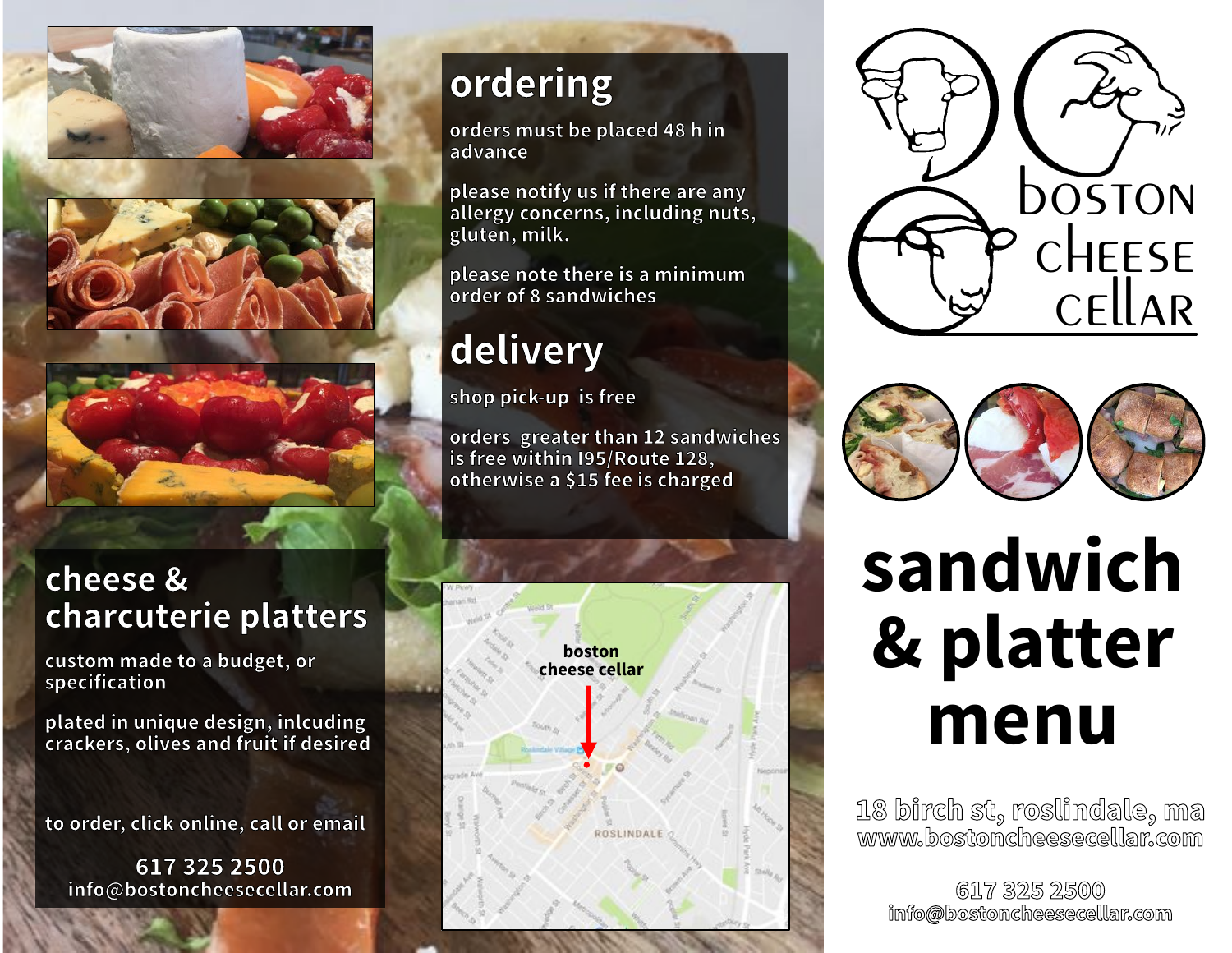# boston cheese cellar

# sandwich & platter menu

18 birch st, roslindale, ma
www.bostoncheesecellar.com

617 325 2500
info@bostoncheesecellar.com

## ordering

orders must be placed 48 h in advance

please notify us if there are any allergy concerns, including nuts, gluten, milk.

please note there is a minimum order of 8 sandwiches

## delivery

shop pick-up is free

orders greater than 12 sandwiches is free within I95/Route 128, otherwise a $15 fee is charged

## cheese & charcuterie platters

custom made to a budget, or specification

plated in unique design, inlcuding crackers, olives and fruit if desired

to order, click online, call or email

617 325 2500
info@bostoncheesecellar.com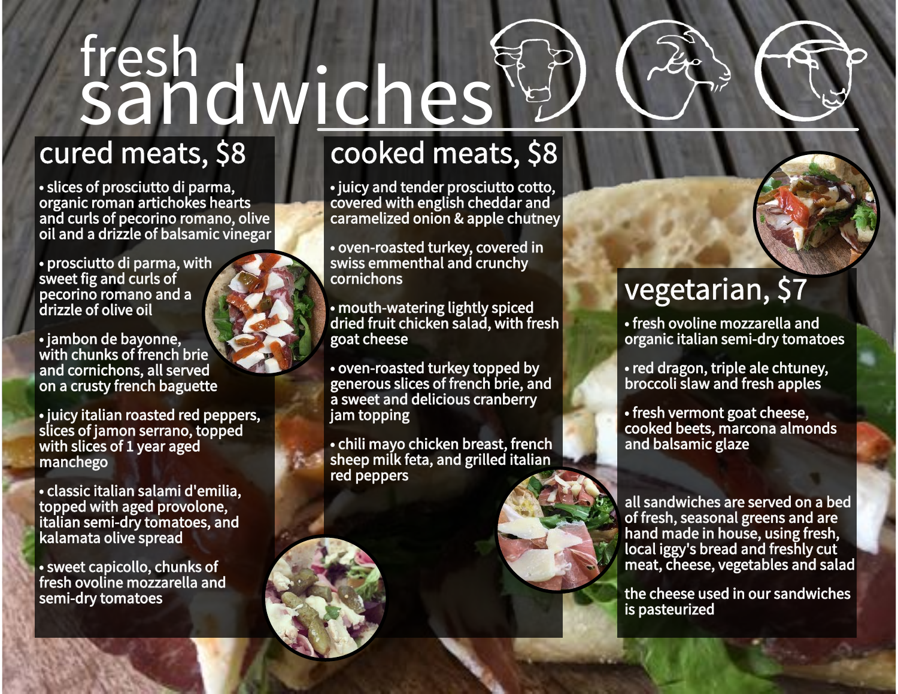# fresh sandwiches

## cured meats, $8

- slices of prosciutto di parma, organic roman artichokes hearts and curls of pecorino romano, olive oil and a drizzle of balsamic vinegar
- prosciutto di parma, with sweet fig and curls of pecorino romano and a drizzle of olive oil
- jambon de bayonne, with chunks of french brie and cornichons, all served on a crusty french baguette
- juicy italian roasted red peppers, slices of jamon serrano, topped with slices of 1 year aged manchego
- classic italian salami d'emilia, topped with aged provolone, italian semi-dry tomatoes, and kalamata olive spread
- sweet capicollo, chunks of fresh ovoline mozzarella and semi-dry tomatoes

## cooked meats, $8

- juicy and tender prosciutto cotto, covered with english cheddar and caramelized onion & apple chutney
- oven-roasted turkey, covered in swiss emmenthal and crunchy cornichons
- mouth-watering lightly spiced dried fruit chicken salad, with fresh goat cheese
- oven-roasted turkey topped by generous slices of french brie, and a sweet and delicious cranberry jam topping
- chili mayo chicken breast, french sheep milk feta, and grilled italian red peppers

## vegetarian, $7

- fresh ovoline mozzarella and organic italian semi-dry tomatoes
- red dragon, triple ale chtuney, broccoli slaw and fresh apples
- fresh vermont goat cheese, cooked beets, marcona almonds and balsamic glaze

all sandwiches are served on a bed of fresh, seasonal greens and are hand made in house, using fresh, local iggy's bread and freshly cut meat, cheese, vegetables and salad

the cheese used in our sandwiches is pasteurized